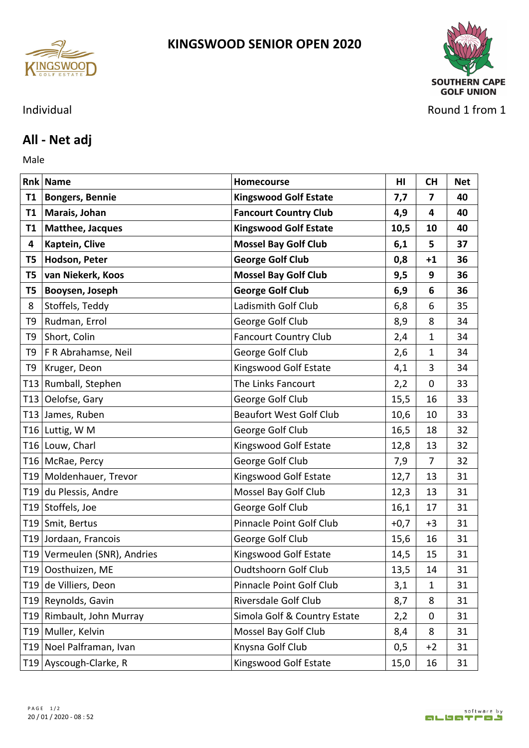# KINGSWOOD SENIOR OPEN 2020

Individual

Round 1 from 1

## All - Net adj

Male

| Rnk | Name | Homecourse | HI | CH | Net |
|---|---|---|---|---|---|
| **T1** | **Bongers, Bennie** | **Kingswood Golf Estate** | **7,7** | **7** | **40** |
| **T1** | **Marais, Johan** | **Fancourt Country Club** | **4,9** | **4** | **40** |
| **T1** | **Matthee, Jacques** | **Kingswood Golf Estate** | **10,5** | **10** | **40** |
| **4** | **Kaptein, Clive** | **Mossel Bay Golf Club** | **6,1** | **5** | **37** |
| **T5** | **Hodson, Peter** | **George Golf Club** | **0,8** | **+1** | **36** |
| **T5** | **van Niekerk, Koos** | **Mossel Bay Golf Club** | **9,5** | **9** | **36** |
| **T5** | **Booysen, Joseph** | **George Golf Club** | **6,9** | **6** | **36** |
| 8 | Stoffels, Teddy | Ladismith Golf Club | 6,8 | 6 | 35 |
| T9 | Rudman, Errol | George Golf Club | 8,9 | 8 | 34 |
| T9 | Short, Colin | Fancourt Country Club | 2,4 | 1 | 34 |
| T9 | F R Abrahamse, Neil | George Golf Club | 2,6 | 1 | 34 |
| T9 | Kruger, Deon | Kingswood Golf Estate | 4,1 | 3 | 34 |
| T13 | Rumball, Stephen | The Links Fancourt | 2,2 | 0 | 33 |
| T13 | Oelofse, Gary | George Golf Club | 15,5 | 16 | 33 |
| T13 | James, Ruben | Beaufort West Golf Club | 10,6 | 10 | 33 |
| T16 | Luttig, W M | George Golf Club | 16,5 | 18 | 32 |
| T16 | Louw, Charl | Kingswood Golf Estate | 12,8 | 13 | 32 |
| T16 | McRae, Percy | George Golf Club | 7,9 | 7 | 32 |
| T19 | Moldenhauer, Trevor | Kingswood Golf Estate | 12,7 | 13 | 31 |
| T19 | du Plessis, Andre | Mossel Bay Golf Club | 12,3 | 13 | 31 |
| T19 | Stoffels, Joe | George Golf Club | 16,1 | 17 | 31 |
| T19 | Smit, Bertus | Pinnacle Point Golf Club | +0,7 | +3 | 31 |
| T19 | Jordaan, Francois | George Golf Club | 15,6 | 16 | 31 |
| T19 | Vermeulen (SNR), Andries | Kingswood Golf Estate | 14,5 | 15 | 31 |
| T19 | Oosthuizen, ME | Oudtshoorn Golf Club | 13,5 | 14 | 31 |
| T19 | de Villiers, Deon | Pinnacle Point Golf Club | 3,1 | 1 | 31 |
| T19 | Reynolds, Gavin | Riversdale Golf Club | 8,7 | 8 | 31 |
| T19 | Rimbault, John Murray | Simola Golf & Country Estate | 2,2 | 0 | 31 |
| T19 | Muller, Kelvin | Mossel Bay Golf Club | 8,4 | 8 | 31 |
| T19 | Noel Palframan, Ivan | Knysna Golf Club | 0,5 | +2 | 31 |
| T19 | Ayscough-Clarke, R | Kingswood Golf Estate | 15,0 | 16 | 31 |

20 / 01 / 2020 - 08 : 52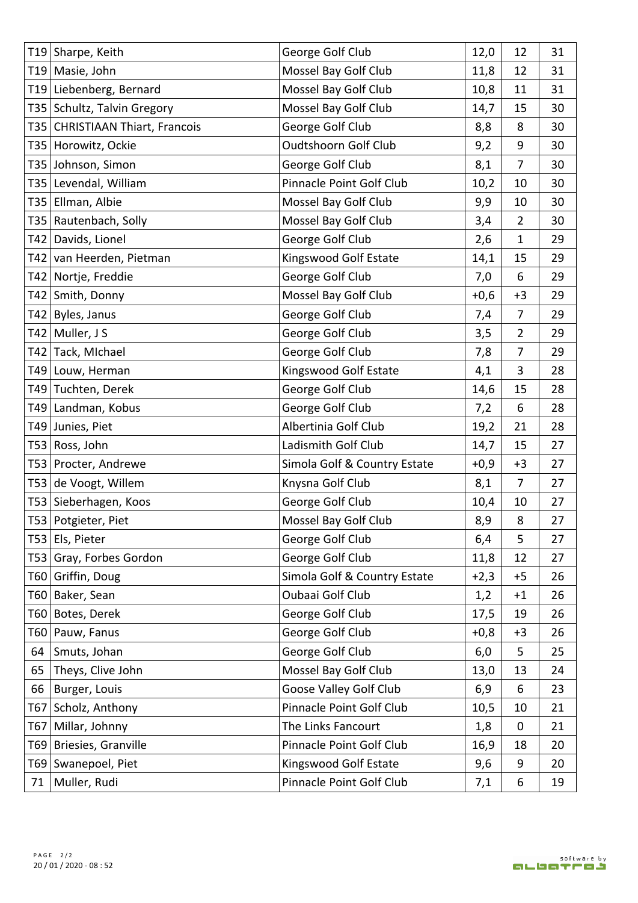| | | | | | |
|---|---|---|---|---|---|
| T19 | Sharpe, Keith | George Golf Club | 12,0 | 12 | 31 |
| T19 | Masie, John | Mossel Bay Golf Club | 11,8 | 12 | 31 |
| T19 | Liebenberg, Bernard | Mossel Bay Golf Club | 10,8 | 11 | 31 |
| T35 | Schultz, Talvin Gregory | Mossel Bay Golf Club | 14,7 | 15 | 30 |
| T35 | CHRISTIAAN Thiart, Francois | George Golf Club | 8,8 | 8 | 30 |
| T35 | Horowitz, Ockie | Oudtshoorn Golf Club | 9,2 | 9 | 30 |
| T35 | Johnson, Simon | George Golf Club | 8,1 | 7 | 30 |
| T35 | Levendal, William | Pinnacle Point Golf Club | 10,2 | 10 | 30 |
| T35 | Ellman, Albie | Mossel Bay Golf Club | 9,9 | 10 | 30 |
| T35 | Rautenbach, Solly | Mossel Bay Golf Club | 3,4 | 2 | 30 |
| T42 | Davids, Lionel | George Golf Club | 2,6 | 1 | 29 |
| T42 | van Heerden, Pietman | Kingswood Golf Estate | 14,1 | 15 | 29 |
| T42 | Nortje, Freddie | George Golf Club | 7,0 | 6 | 29 |
| T42 | Smith, Donny | Mossel Bay Golf Club | +0,6 | +3 | 29 |
| T42 | Byles, Janus | George Golf Club | 7,4 | 7 | 29 |
| T42 | Muller, J S | George Golf Club | 3,5 | 2 | 29 |
| T42 | Tack, MIchael | George Golf Club | 7,8 | 7 | 29 |
| T49 | Louw, Herman | Kingswood Golf Estate | 4,1 | 3 | 28 |
| T49 | Tuchten, Derek | George Golf Club | 14,6 | 15 | 28 |
| T49 | Landman, Kobus | George Golf Club | 7,2 | 6 | 28 |
| T49 | Junies, Piet | Albertinia Golf Club | 19,2 | 21 | 28 |
| T53 | Ross, John | Ladismith Golf Club | 14,7 | 15 | 27 |
| T53 | Procter, Andrewe | Simola Golf & Country Estate | +0,9 | +3 | 27 |
| T53 | de Voogt, Willem | Knysna Golf Club | 8,1 | 7 | 27 |
| T53 | Sieberhagen, Koos | George Golf Club | 10,4 | 10 | 27 |
| T53 | Potgieter, Piet | Mossel Bay Golf Club | 8,9 | 8 | 27 |
| T53 | Els, Pieter | George Golf Club | 6,4 | 5 | 27 |
| T53 | Gray, Forbes Gordon | George Golf Club | 11,8 | 12 | 27 |
| T60 | Griffin, Doug | Simola Golf & Country Estate | +2,3 | +5 | 26 |
| T60 | Baker, Sean | Oubaai Golf Club | 1,2 | +1 | 26 |
| T60 | Botes, Derek | George Golf Club | 17,5 | 19 | 26 |
| T60 | Pauw, Fanus | George Golf Club | +0,8 | +3 | 26 |
| 64 | Smuts, Johan | George Golf Club | 6,0 | 5 | 25 |
| 65 | Theys, Clive John | Mossel Bay Golf Club | 13,0 | 13 | 24 |
| 66 | Burger, Louis | Goose Valley Golf Club | 6,9 | 6 | 23 |
| T67 | Scholz, Anthony | Pinnacle Point Golf Club | 10,5 | 10 | 21 |
| T67 | Millar, Johnny | The Links Fancourt | 1,8 | 0 | 21 |
| T69 | Briesies, Granville | Pinnacle Point Golf Club | 16,9 | 18 | 20 |
| T69 | Swanepoel, Piet | Kingswood Golf Estate | 9,6 | 9 | 20 |
| 71 | Muller, Rudi | Pinnacle Point Golf Club | 7,1 | 6 | 19 |

20 / 01 / 2020 - 08 : 52

software by albatros